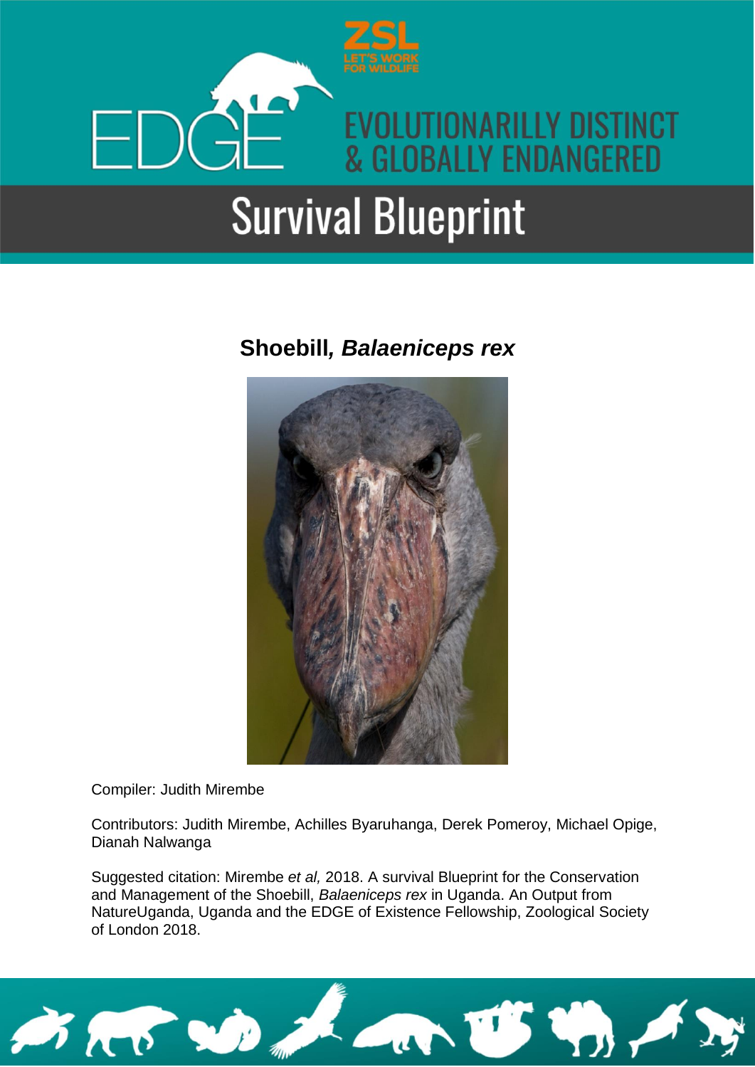ZSL
LET'S WORK FOR WILDLIFE

EDGE

EVOLUTIONARILLY DISTINCT & GLOBALLY ENDANGERED

# Survival Blueprint

## Shoebill, *Balaeniceps rex*

Compiler: Judith Mirembe

Contributors: Judith Mirembe, Achilles Byaruhanga, Derek Pomeroy, Michael Opige, Dianah Nalwanga

Suggested citation: Mirembe *et al,* 2018. A survival Blueprint for the Conservation and Management of the Shoebill, *Balaeniceps rex* in Uganda. An Output from NatureUganda, Uganda and the EDGE of Existence Fellowship, Zoological Society of London 2018.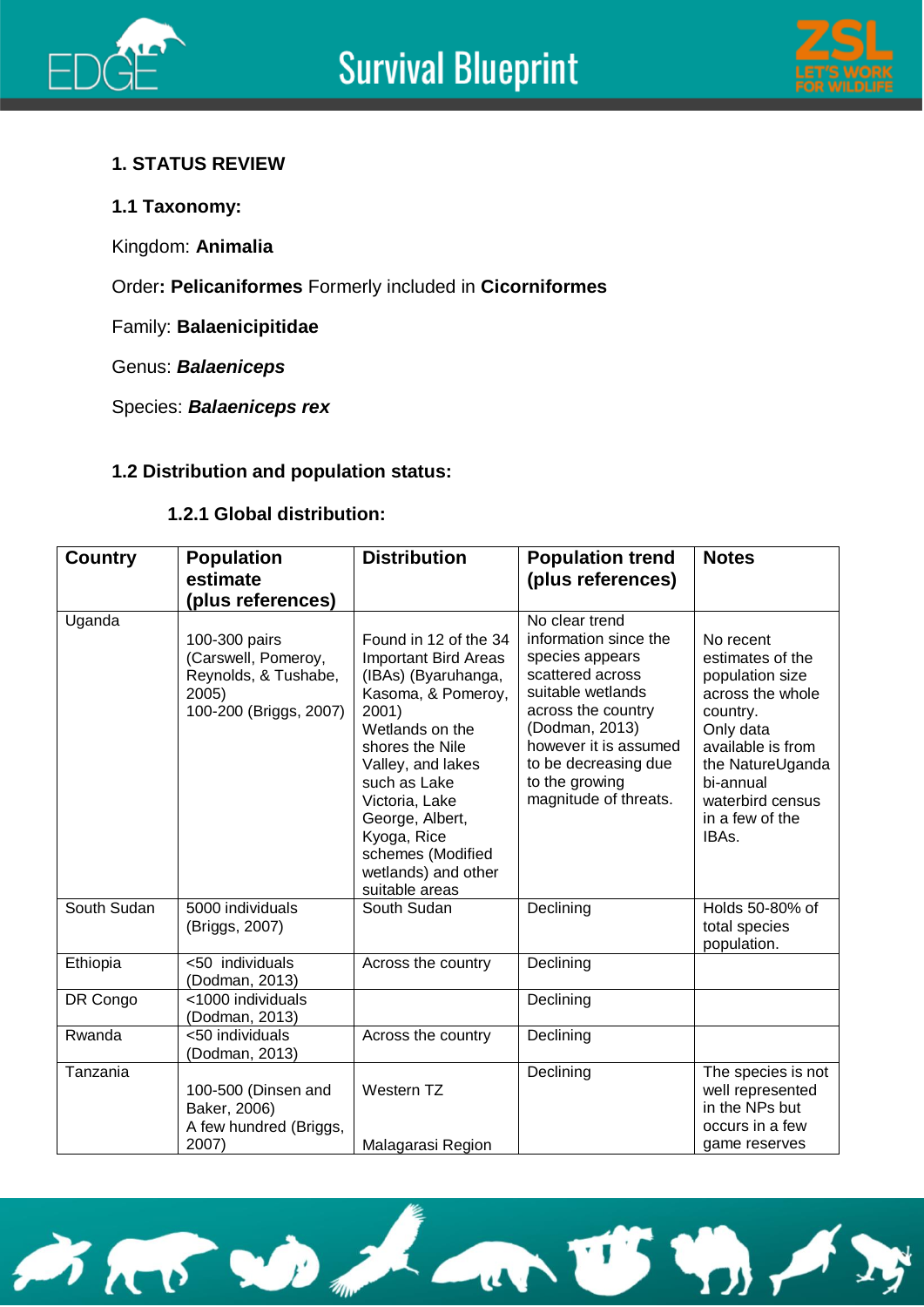## 1. STATUS REVIEW

### 1.1 Taxonomy:

Kingdom: **Animalia**

Order**: Pelicaniformes** Formerly included in **Cicorniformes**

Family: **Balaenicipitidae**

Genus: ***Balaeniceps***

Species: ***Balaeniceps rex***

### 1.2 Distribution and population status:

#### 1.2.1 Global distribution:

| Country | Population estimate (plus references) | Distribution | Population trend (plus references) | Notes |
|---|---|---|---|---|
| Uganda | 100-300 pairs (Carswell, Pomeroy, Reynolds, & Tushabe, 2005) 100-200 (Briggs, 2007) | Found in 12 of the 34 Important Bird Areas (IBAs) (Byaruhanga, Kasoma, & Pomeroy, 2001) Wetlands on the shores the Nile Valley, and lakes such as Lake Victoria, Lake George, Albert, Kyoga, Rice schemes (Modified wetlands) and other suitable areas | No clear trend information since the species appears scattered across suitable wetlands across the country (Dodman, 2013) however it is assumed to be decreasing due to the growing magnitude of threats. | No recent estimates of the population size across the whole country. Only data available is from the NatureUganda bi-annual waterbird census in a few of the IBAs. |
| South Sudan | 5000 individuals (Briggs, 2007) | South Sudan | Declining | Holds 50-80% of total species population. |
| Ethiopia | <50 individuals (Dodman, 2013) | Across the country | Declining | |
| DR Congo | <1000 individuals (Dodman, 2013) | | Declining | |
| Rwanda | <50 individuals (Dodman, 2013) | Across the country | Declining | |
| Tanzania | 100-500 (Dinsen and Baker, 2006) A few hundred (Briggs, 2007) | Western TZ Malagarasi Region | Declining | The species is not well represented in the NPs but occurs in a few game reserves |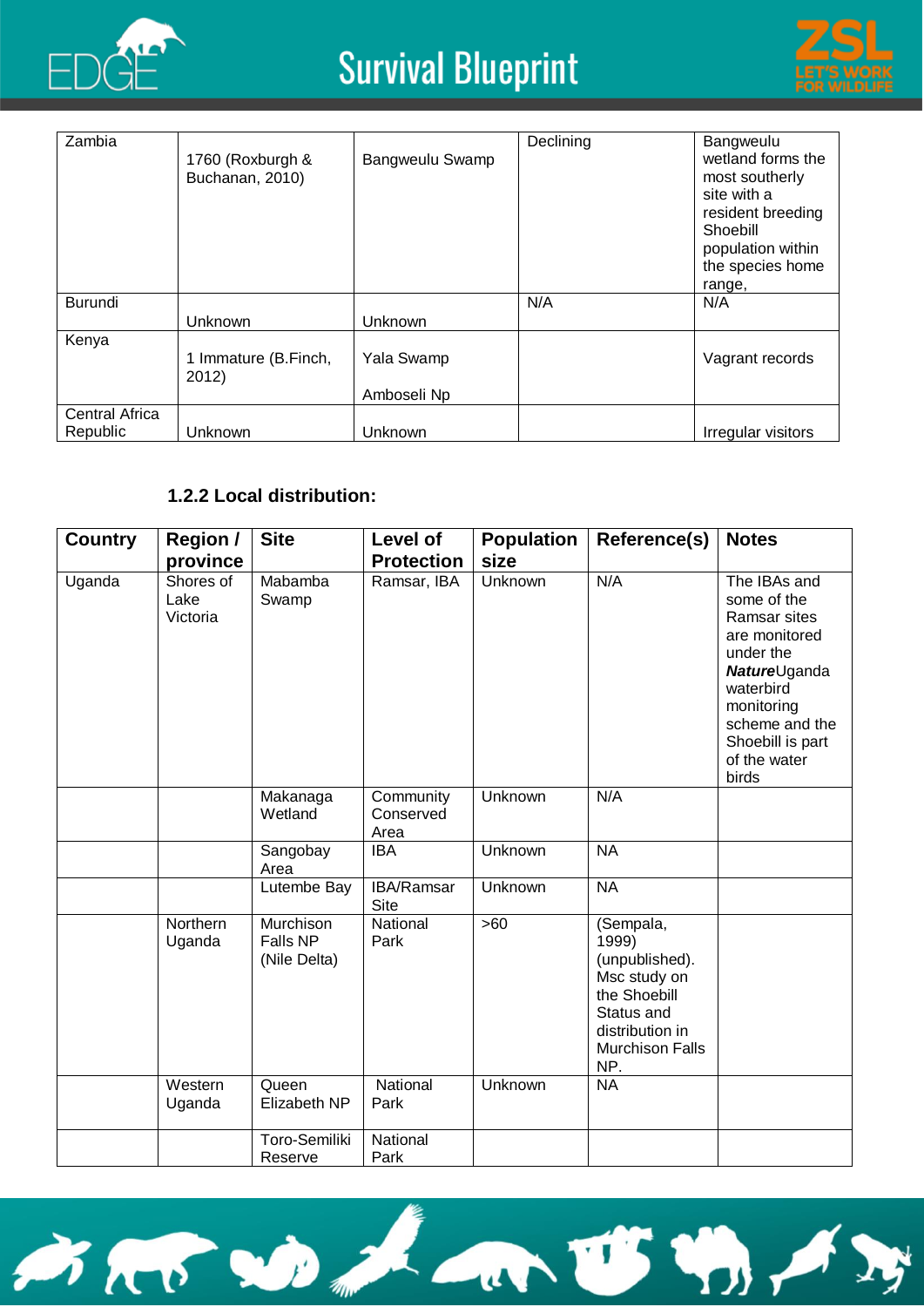| | | | | |
|---|---|---|---|---|
| Zambia | 1760 (Roxburgh & Buchanan, 2010) | Bangweulu Swamp | Declining | Bangweulu wetland forms the most southerly site with a resident breeding Shoebill population within the species home range, |
| Burundi | Unknown | Unknown | N/A | N/A |
| Kenya | 1 Immature (B.Finch, 2012) | Yala Swamp<br><br>Amboseli Np | | Vagrant records |
| Central Africa Republic | Unknown | Unknown | | Irregular visitors |

### 1.2.2 Local distribution:

| Country | Region / province | Site | Level of Protection | Population size | Reference(s) | Notes |
|---|---|---|---|---|---|---|
| Uganda | Shores of Lake Victoria | Mabamba Swamp | Ramsar, IBA | Unknown | N/A | The IBAs and some of the Ramsar sites are monitored under the ***Nature***Uganda waterbird monitoring scheme and the Shoebill is part of the water birds |
| | | Makanaga Wetland | Community Conserved Area | Unknown | N/A | |
| | | Sangobay Area | IBA | Unknown | NA | |
| | | Lutembe Bay | IBA/Ramsar Site | Unknown | NA | |
| | Northern Uganda | Murchison Falls NP (Nile Delta) | National Park | >60 | (Sempala, 1999) (unpublished). Msc study on the Shoebill Status and distribution in Murchison Falls NP. | |
| | Western Uganda | Queen Elizabeth NP | National Park | Unknown | NA | |
| | | Toro-Semiliki Reserve | National Park | | | |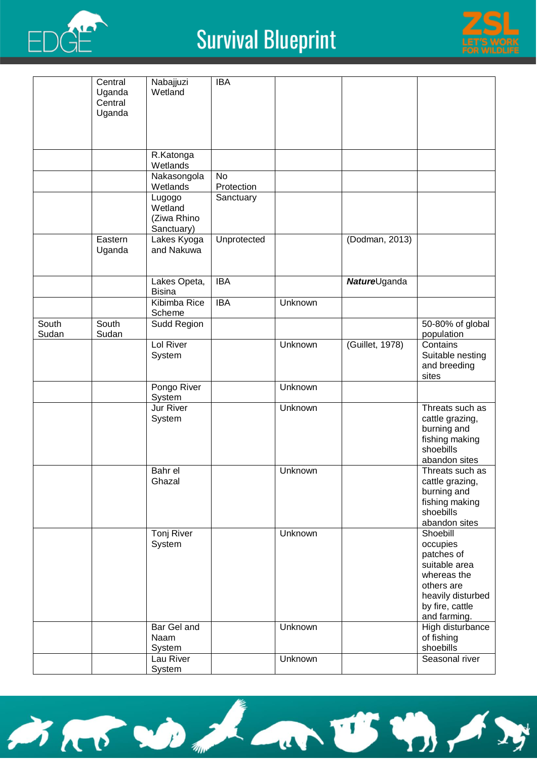| | | | | | | |
|---|---|---|---|---|---|---|
| | Central Uganda Central Uganda | Nabajjuzi Wetland | IBA | | | |
| | | R.Katonga Wetlands | | | | |
| | | Nakasongola Wetlands | No Protection | | | |
| | | Lugogo Wetland (Ziwa Rhino Sanctuary) | Sanctuary | | | |
| | Eastern Uganda | Lakes Kyoga and Nakuwa | Unprotected | | (Dodman, 2013) | |
| | | Lakes Opeta, Bisina | IBA | | ***Nature*Uganda** | |
| | | Kibimba Rice Scheme | IBA | Unknown | | |
| South Sudan | South Sudan | Sudd Region | | | | 50-80% of global population |
| | | Lol River System | | Unknown | (Guillet, 1978) | Contains Suitable nesting and breeding sites |
| | | Pongo River System | | Unknown | | |
| | | Jur River System | | Unknown | | Threats such as cattle grazing, burning and fishing making shoebills abandon sites |
| | | Bahr el Ghazal | | Unknown | | Threats such as cattle grazing, burning and fishing making shoebills abandon sites |
| | | Tonj River System | | Unknown | | Shoebill occupies patches of suitable area whereas the others are heavily disturbed by fire, cattle and farming. |
| | | Bar Gel and Naam System | | Unknown | | High disturbance of fishing shoebills |
| | | Lau River System | | Unknown | | Seasonal river |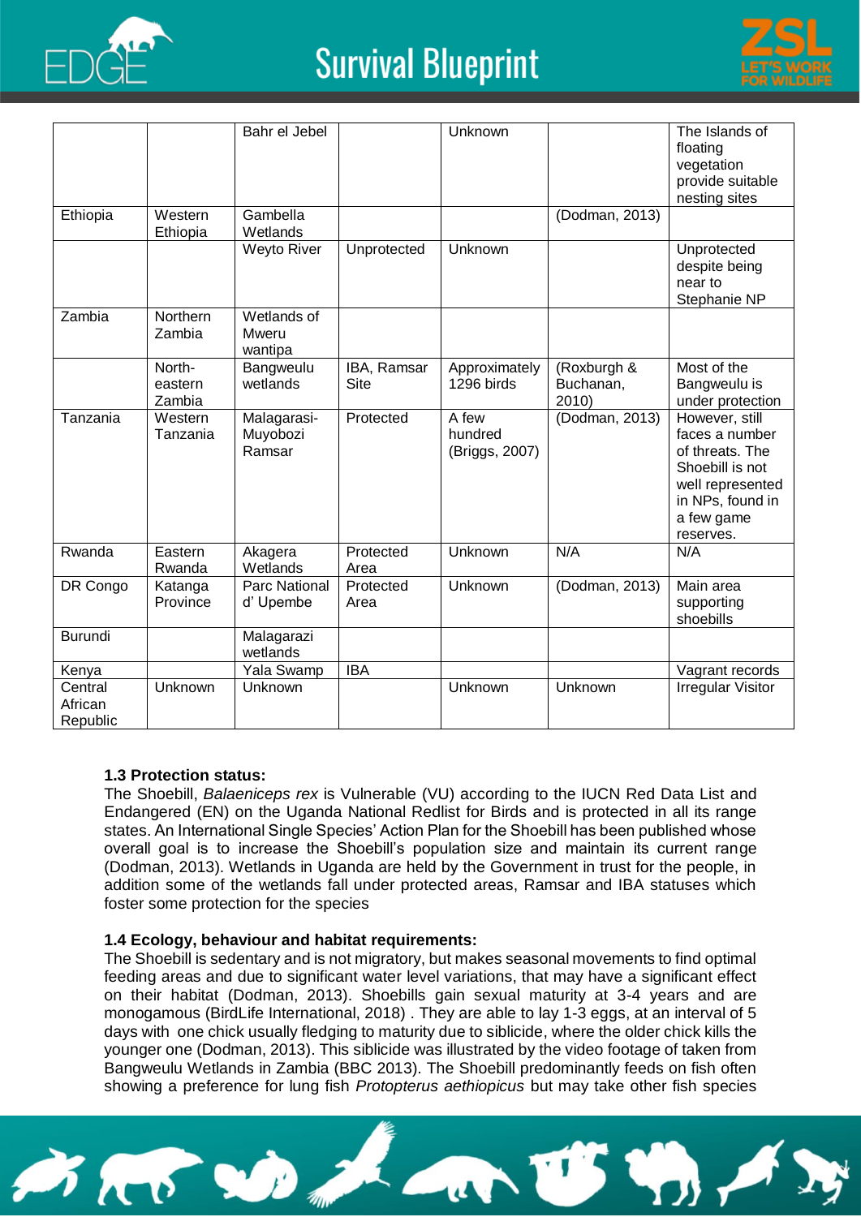| | | Bahr el Jebel | | Unknown | | The Islands of floating vegetation provide suitable nesting sites |
|---|---|---|---|---|---|---|
| Ethiopia | Western Ethiopia | Gambella Wetlands | | | (Dodman, 2013) | |
| | | Weyto River | Unprotected | Unknown | | Unprotected despite being near to Stephanie NP |
| Zambia | Northern Zambia | Wetlands of Mweru wantipa | | | | |
| | North-eastern Zambia | Bangweulu wetlands | IBA, Ramsar Site | Approximately 1296 birds | (Roxburgh & Buchanan, 2010) | Most of the Bangweulu is under protection |
| Tanzania | Western Tanzania | Malagarasi-Muyobozi Ramsar | Protected | A few hundred (Briggs, 2007) | (Dodman, 2013) | However, still faces a number of threats. The Shoebill is not well represented in NPs, found in a few game reserves. |
| Rwanda | Eastern Rwanda | Akagera Wetlands | Protected Area | Unknown | N/A | N/A |
| DR Congo | Katanga Province | Parc National d' Upembe | Protected Area | Unknown | (Dodman, 2013) | Main area supporting shoebills |
| Burundi | | Malagarazi wetlands | | | | |
| Kenya | | Yala Swamp | IBA | | | Vagrant records |
| Central African Republic | Unknown | Unknown | | Unknown | Unknown | Irregular Visitor |

**1.3 Protection status:**

The Shoebill, *Balaeniceps rex* is Vulnerable (VU) according to the IUCN Red Data List and Endangered (EN) on the Uganda National Redlist for Birds and is protected in all its range states. An International Single Species' Action Plan for the Shoebill has been published whose overall goal is to increase the Shoebill's population size and maintain its current range (Dodman, 2013). Wetlands in Uganda are held by the Government in trust for the people, in addition some of the wetlands fall under protected areas, Ramsar and IBA statuses which foster some protection for the species

**1.4 Ecology, behaviour and habitat requirements:**

The Shoebill is sedentary and is not migratory, but makes seasonal movements to find optimal feeding areas and due to significant water level variations, that may have a significant effect on their habitat (Dodman, 2013). Shoebills gain sexual maturity at 3-4 years and are monogamous (BirdLife International, 2018) . They are able to lay 1-3 eggs, at an interval of 5 days with one chick usually fledging to maturity due to siblicide, where the older chick kills the younger one (Dodman, 2013). This siblicide was illustrated by the video footage of taken from Bangweulu Wetlands in Zambia (BBC 2013). The Shoebill predominantly feeds on fish often showing a preference for lung fish *Protopterus aethiopicus* but may take other fish species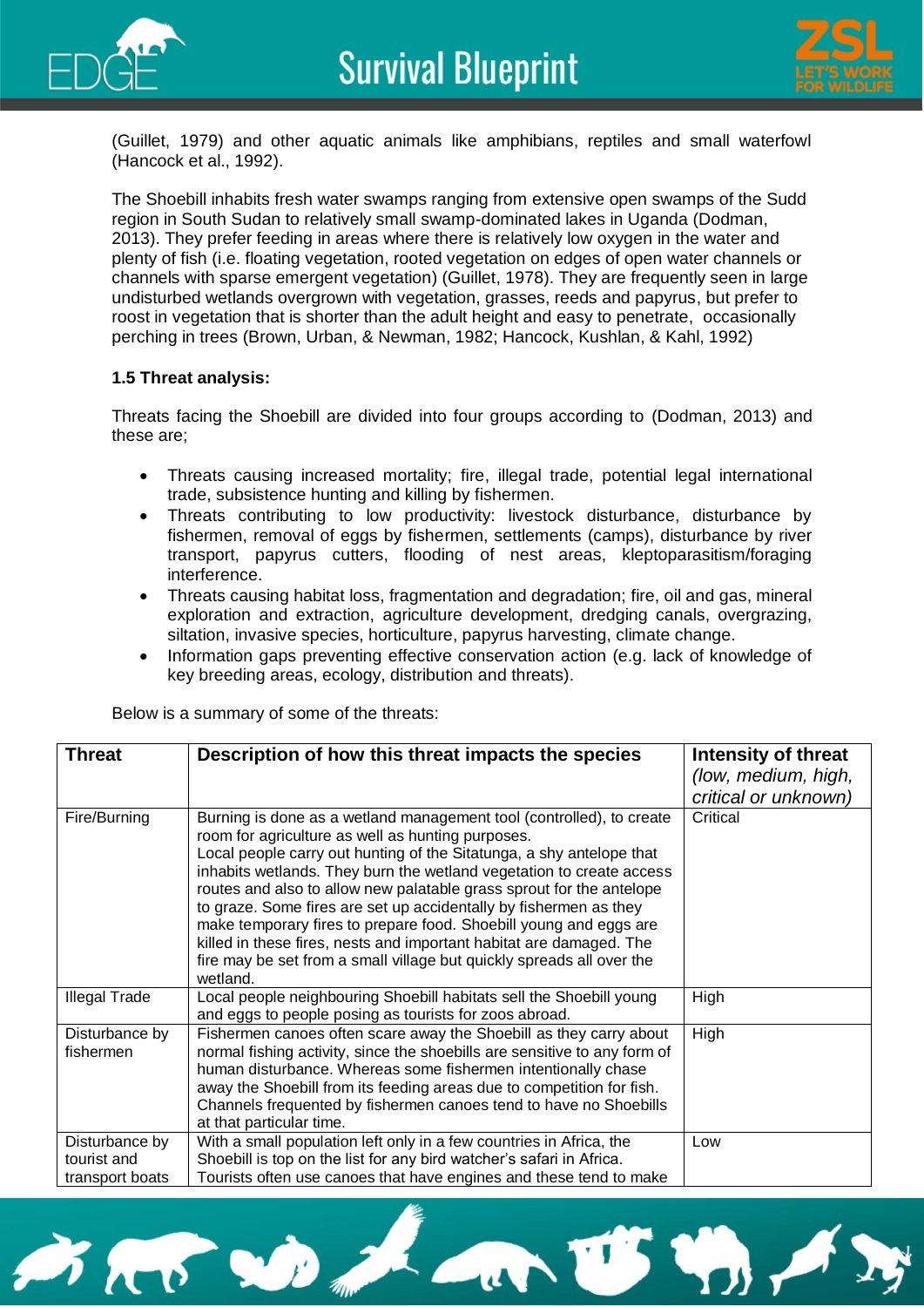(Guillet, 1979) and other aquatic animals like amphibians, reptiles and small waterfowl (Hancock et al., 1992).

The Shoebill inhabits fresh water swamps ranging from extensive open swamps of the Sudd region in South Sudan to relatively small swamp-dominated lakes in Uganda (Dodman, 2013). They prefer feeding in areas where there is relatively low oxygen in the water and plenty of fish (i.e. floating vegetation, rooted vegetation on edges of open water channels or channels with sparse emergent vegetation) (Guillet, 1978). They are frequently seen in large undisturbed wetlands overgrown with vegetation, grasses, reeds and papyrus, but prefer to roost in vegetation that is shorter than the adult height and easy to penetrate, occasionally perching in trees (Brown, Urban, & Newman, 1982; Hancock, Kushlan, & Kahl, 1992)

**1.5 Threat analysis:**

Threats facing the Shoebill are divided into four groups according to (Dodman, 2013) and these are;

- Threats causing increased mortality; fire, illegal trade, potential legal international trade, subsistence hunting and killing by fishermen.
- Threats contributing to low productivity: livestock disturbance, disturbance by fishermen, removal of eggs by fishermen, settlements (camps), disturbance by river transport, papyrus cutters, flooding of nest areas, kleptoparasitism/foraging interference.
- Threats causing habitat loss, fragmentation and degradation; fire, oil and gas, mineral exploration and extraction, agriculture development, dredging canals, overgrazing, siltation, invasive species, horticulture, papyrus harvesting, climate change.
- Information gaps preventing effective conservation action (e.g. lack of knowledge of key breeding areas, ecology, distribution and threats).

Below is a summary of some of the threats:

| **Threat** | **Description of how this threat impacts the species** | **Intensity of threat** *(low, medium, high, critical or unknown)* |
|---|---|---|
| Fire/Burning | Burning is done as a wetland management tool (controlled), to create room for agriculture as well as hunting purposes. Local people carry out hunting of the Sitatunga, a shy antelope that inhabits wetlands. They burn the wetland vegetation to create access routes and also to allow new palatable grass sprout for the antelope to graze. Some fires are set up accidentally by fishermen as they make temporary fires to prepare food. Shoebill young and eggs are killed in these fires, nests and important habitat are damaged. The fire may be set from a small village but quickly spreads all over the wetland. | Critical |
| Illegal Trade | Local people neighbouring Shoebill habitats sell the Shoebill young and eggs to people posing as tourists for zoos abroad. | High |
| Disturbance by fishermen | Fishermen canoes often scare away the Shoebill as they carry about normal fishing activity, since the shoebills are sensitive to any form of human disturbance. Whereas some fishermen intentionally chase away the Shoebill from its feeding areas due to competition for fish. Channels frequented by fishermen canoes tend to have no Shoebills at that particular time. | High |
| Disturbance by tourist and transport boats | With a small population left only in a few countries in Africa, the Shoebill is top on the list for any bird watcher's safari in Africa. Tourists often use canoes that have engines and these tend to make | Low |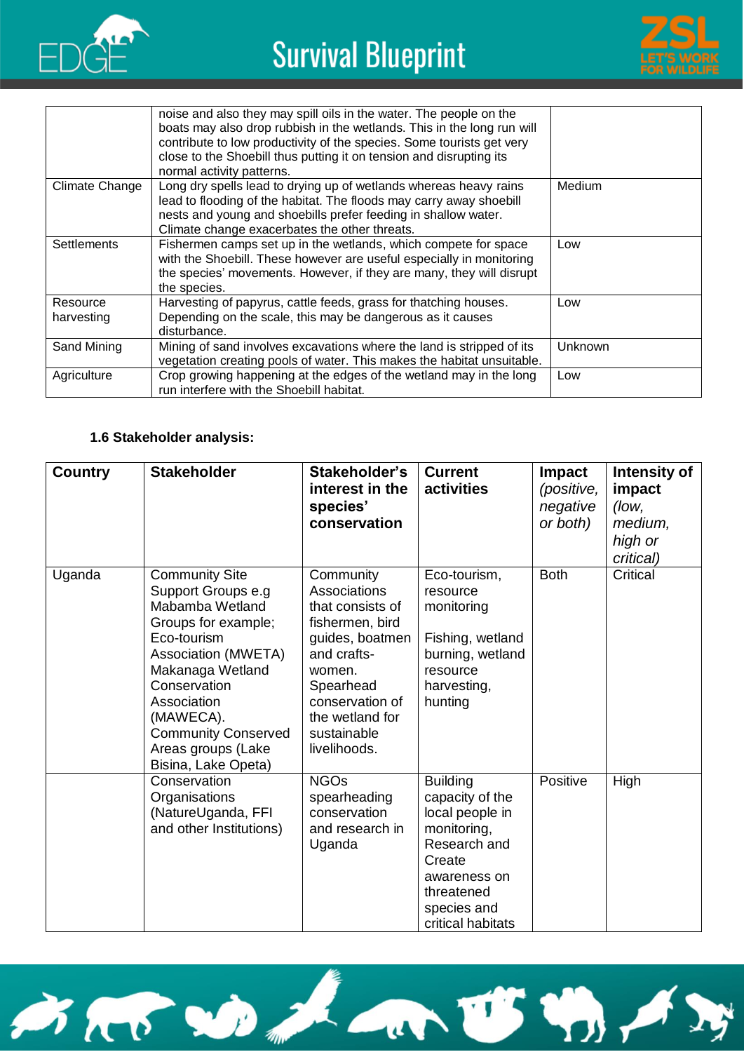| | | |
|---|---|---|
| | noise and also they may spill oils in the water. The people on the boats may also drop rubbish in the wetlands. This in the long run will contribute to low productivity of the species. Some tourists get very close to the Shoebill thus putting it on tension and disrupting its normal activity patterns. | |
| Climate Change | Long dry spells lead to drying up of wetlands whereas heavy rains lead to flooding of the habitat. The floods may carry away shoebill nests and young and shoebills prefer feeding in shallow water. Climate change exacerbates the other threats. | Medium |
| Settlements | Fishermen camps set up in the wetlands, which compete for space with the Shoebill. These however are useful especially in monitoring the species' movements. However, if they are many, they will disrupt the species. | Low |
| Resource harvesting | Harvesting of papyrus, cattle feeds, grass for thatching houses. Depending on the scale, this may be dangerous as it causes disturbance. | Low |
| Sand Mining | Mining of sand involves excavations where the land is stripped of its vegetation creating pools of water. This makes the habitat unsuitable. | Unknown |
| Agriculture | Crop growing happening at the edges of the wetland may in the long run interfere with the Shoebill habitat. | Low |

**1.6 Stakeholder analysis:**

| Country | Stakeholder | Stakeholder's interest in the species' conservation | Current activities | Impact *(positive, negative or both)* | Intensity of impact *(low, medium, high or critical)* |
|---|---|---|---|---|---|
| Uganda | Community Site Support Groups e.g Mabamba Wetland Groups for example; Eco-tourism Association (MWETA) Makanaga Wetland Conservation Association (MAWECA). Community Conserved Areas groups (Lake Bisina, Lake Opeta) | Community Associations that consists of fishermen, bird guides, boatmen and crafts-women. Spearhead conservation of the wetland for sustainable livelihoods. | Eco-tourism, resource monitoring<br><br>Fishing, wetland burning, wetland resource harvesting, hunting | Both | Critical |
| | Conservation Organisations (NatureUganda, FFI and other Institutions) | NGOs spearheading conservation and research in Uganda | Building capacity of the local people in monitoring, Research and Create awareness on threatened species and critical habitats | Positive | High |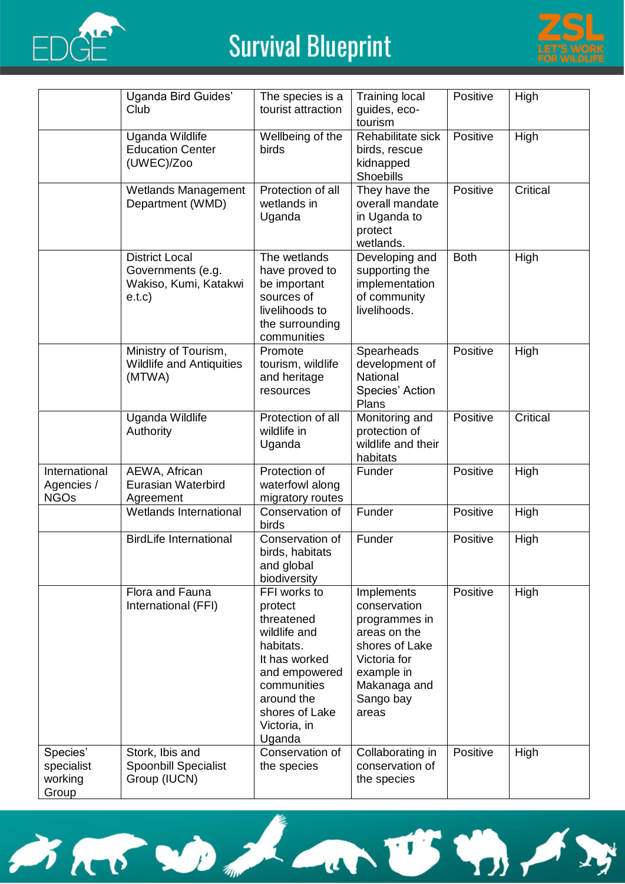| | | | | | |
|---|---|---|---|---|---|
| | Uganda Bird Guides' Club | The species is a tourist attraction | Training local guides, eco-tourism | Positive | High |
| | Uganda Wildlife Education Center (UWEC)/Zoo | Wellbeing of the birds | Rehabilitate sick birds, rescue kidnapped Shoebills | Positive | High |
| | Wetlands Management Department (WMD) | Protection of all wetlands in Uganda | They have the overall mandate in Uganda to protect wetlands. | Positive | Critical |
| | District Local Governments (e.g. Wakiso, Kumi, Katakwi e.t.c) | The wetlands have proved to be important sources of livelihoods to the surrounding communities | Developing and supporting the implementation of community livelihoods. | Both | High |
| | Ministry of Tourism, Wildlife and Antiquities (MTWA) | Promote tourism, wildlife and heritage resources | Spearheads development of National Species' Action Plans | Positive | High |
| | Uganda Wildlife Authority | Protection of all wildlife in Uganda | Monitoring and protection of wildlife and their habitats | Positive | Critical |
| International Agencies / NGOs | AEWA, African Eurasian Waterbird Agreement | Protection of waterfowl along migratory routes | Funder | Positive | High |
| | Wetlands International | Conservation of birds | Funder | Positive | High |
| | BirdLife International | Conservation of birds, habitats and global biodiversity | Funder | Positive | High |
| | Flora and Fauna International (FFI) | FFI works to protect threatened wildlife and habitats. It has worked and empowered communities around the shores of Lake Victoria, in Uganda | Implements conservation programmes in areas on the shores of Lake Victoria for example in Makanaga and Sango bay areas | Positive | High |
| Species' specialist working Group | Stork, Ibis and Spoonbill Specialist Group (IUCN) | Conservation of the species | Collaborating in conservation of the species | Positive | High |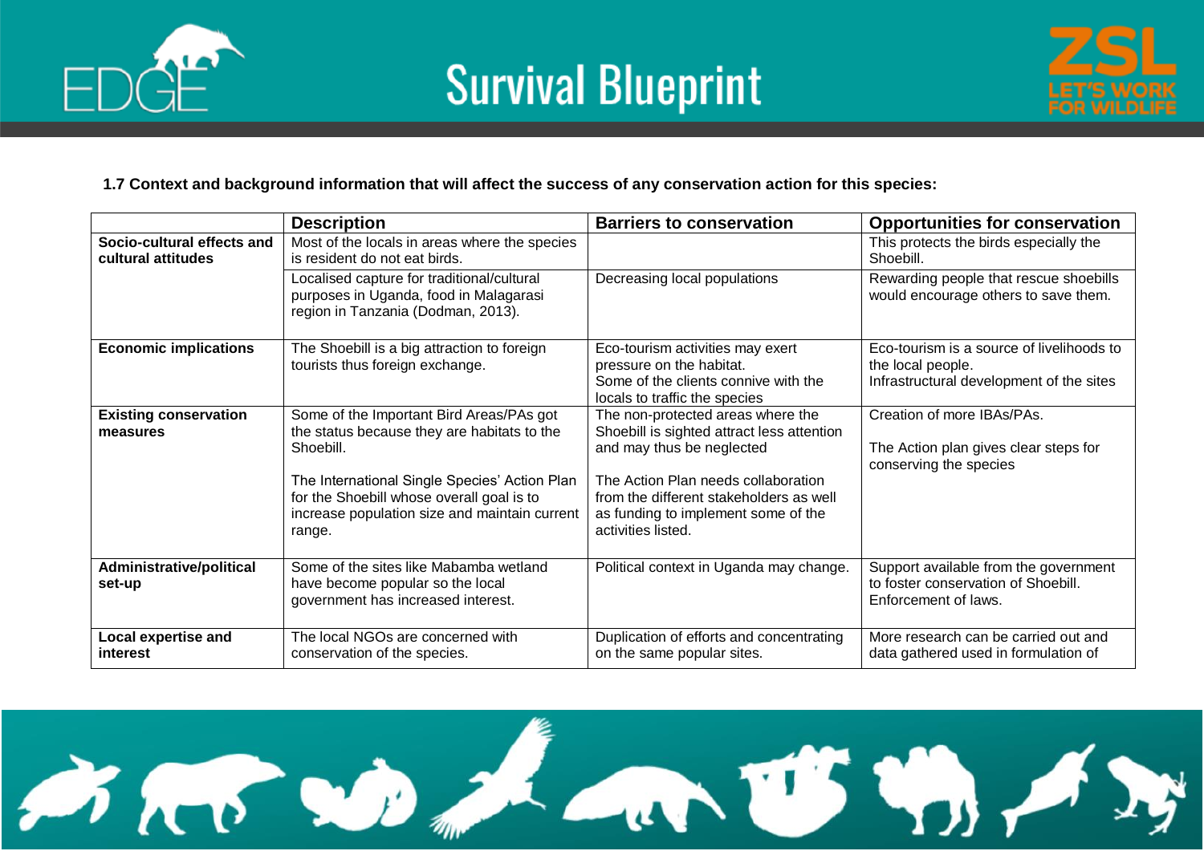**1.7 Context and background information that will affect the success of any conservation action for this species:**

| | Description | Barriers to conservation | Opportunities for conservation |
|---|---|---|---|
| **Socio-cultural effects and cultural attitudes** | Most of the locals in areas where the species is resident do not eat birds. | | This protects the birds especially the Shoebill. |
| | Localised capture for traditional/cultural purposes in Uganda, food in Malagarasi region in Tanzania (Dodman, 2013). | Decreasing local populations | Rewarding people that rescue shoebills would encourage others to save them. |
| **Economic implications** | The Shoebill is a big attraction to foreign tourists thus foreign exchange. | Eco-tourism activities may exert pressure on the habitat. Some of the clients connive with the locals to traffic the species | Eco-tourism is a source of livelihoods to the local people. Infrastructural development of the sites |
| **Existing conservation measures** | Some of the Important Bird Areas/PAs got the status because they are habitats to the Shoebill. The International Single Species' Action Plan for the Shoebill whose overall goal is to increase population size and maintain current range. | The non-protected areas where the Shoebill is sighted attract less attention and may thus be neglected The Action Plan needs collaboration from the different stakeholders as well as funding to implement some of the activities listed. | Creation of more IBAs/PAs. The Action plan gives clear steps for conserving the species |
| **Administrative/political set-up** | Some of the sites like Mabamba wetland have become popular so the local government has increased interest. | Political context in Uganda may change. | Support available from the government to foster conservation of Shoebill. Enforcement of laws. |
| **Local expertise and interest** | The local NGOs are concerned with conservation of the species. | Duplication of efforts and concentrating on the same popular sites. | More research can be carried out and data gathered used in formulation of |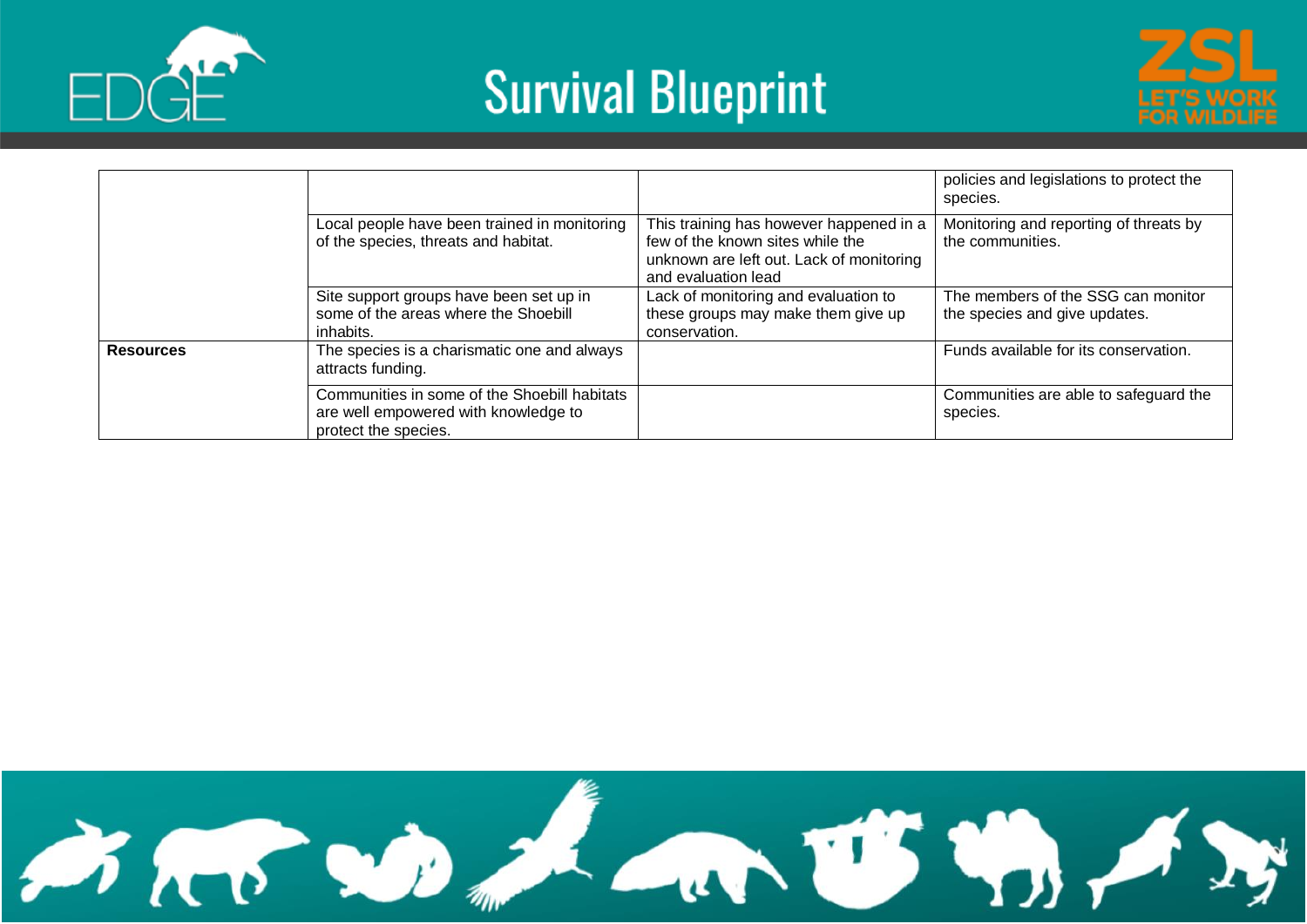| | | | |
|---|---|---|---|
| | | | policies and legislations to protect the species. |
| | Local people have been trained in monitoring of the species, threats and habitat. | This training has however happened in a few of the known sites while the unknown are left out. Lack of monitoring and evaluation lead | Monitoring and reporting of threats by the communities. |
| | Site support groups have been set up in some of the areas where the Shoebill inhabits. | Lack of monitoring and evaluation to these groups may make them give up conservation. | The members of the SSG can monitor the species and give updates. |
| **Resources** | The species is a charismatic one and always attracts funding. | | Funds available for its conservation. |
| | Communities in some of the Shoebill habitats are well empowered with knowledge to protect the species. | | Communities are able to safeguard the species. |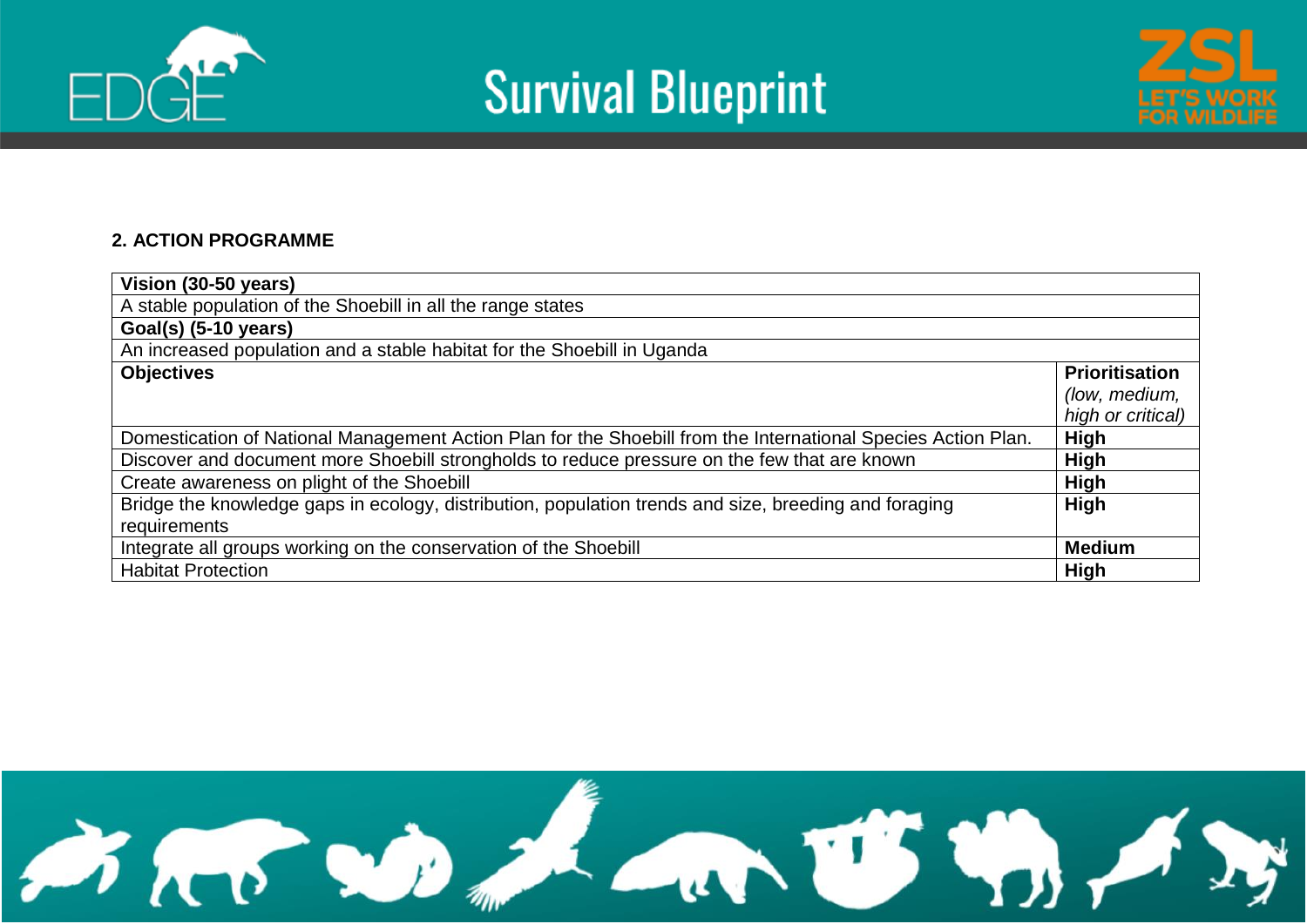## 2. ACTION PROGRAMME

| **Vision (30-50 years)** | |
|---|---|
| A stable population of the Shoebill in all the range states | |
| **Goal(s) (5-10 years)** | |
| An increased population and a stable habitat for the Shoebill in Uganda | |
| **Objectives** | **Prioritisation** *(low, medium, high or critical)* |
| Domestication of National Management Action Plan for the Shoebill from the International Species Action Plan. | **High** |
| Discover and document more Shoebill strongholds to reduce pressure on the few that are known | **High** |
| Create awareness on plight of the Shoebill | **High** |
| Bridge the knowledge gaps in ecology, distribution, population trends and size, breeding and foraging requirements | **High** |
| Integrate all groups working on the conservation of the Shoebill | **Medium** |
| Habitat Protection | **High** |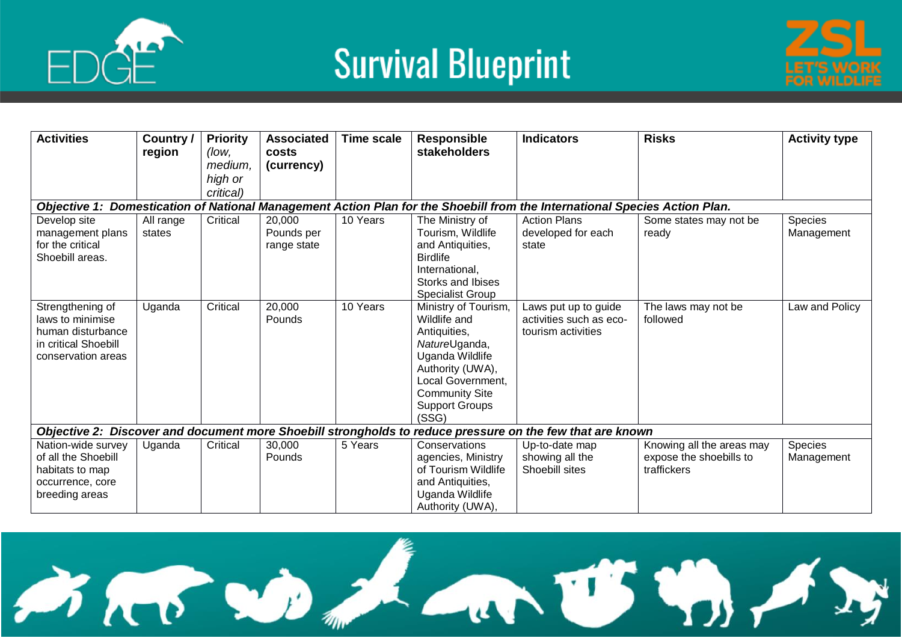| Activities | Country / region | Priority *(low, medium, high or critical)* | Associated costs (currency) | Time scale | Responsible stakeholders | Indicators | Risks | Activity type |
|---|---|---|---|---|---|---|---|---|
| ***Objective 1: Domestication of National Management Action Plan for the Shoebill from the International Species Action Plan.*** | | | | | | | | |
| Develop site management plans for the critical Shoebill areas. | All range states | Critical | 20,000 Pounds per range state | 10 Years | The Ministry of Tourism, Wildlife and Antiquities, Birdlife International, Storks and Ibises Specialist Group | Action Plans developed for each state | Some states may not be ready | Species Management |
| Strengthening of laws to minimise human disturbance in critical Shoebill conservation areas | Uganda | Critical | 20,000 Pounds | 10 Years | Ministry of Tourism, Wildlife and Antiquities, *Nature*Uganda, Uganda Wildlife Authority (UWA), Local Government, Community Site Support Groups (SSG) | Laws put up to guide activities such as eco-tourism activities | The laws may not be followed | Law and Policy |
| ***Objective 2: Discover and document more Shoebill strongholds to reduce pressure on the few that are known*** | | | | | | | | |
| Nation-wide survey of all the Shoebill habitats to map occurrence, core breeding areas | Uganda | Critical | 30,000 Pounds | 5 Years | Conservations agencies, Ministry of Tourism Wildlife and Antiquities, Uganda Wildlife Authority (UWA), | Up-to-date map showing all the Shoebill sites | Knowing all the areas may expose the shoebills to traffickers | Species Management |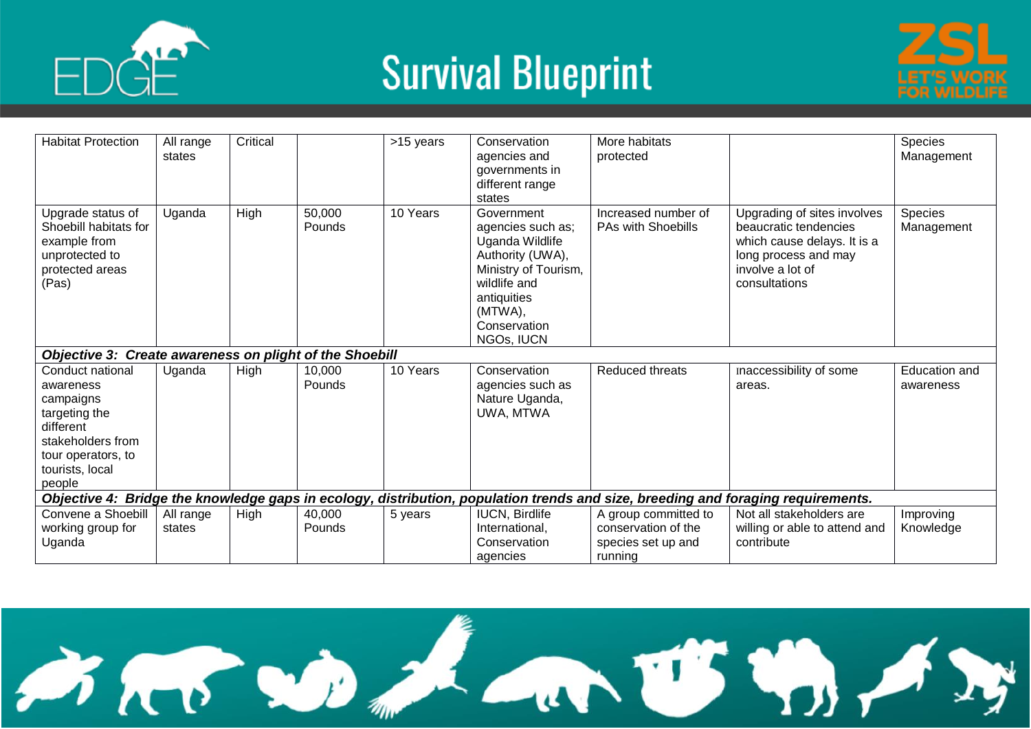| Habitat Protection | All range states | Critical | | >15 years | Conservation agencies and governments in different range states | More habitats protected | | Species Management |
|---|---|---|---|---|---|---|---|---|
| Upgrade status of Shoebill habitats for example from unprotected to protected areas (Pas) | Uganda | High | 50,000 Pounds | 10 Years | Government agencies such as; Uganda Wildlife Authority (UWA), Ministry of Tourism, wildlife and antiquities (MTWA), Conservation NGOs, IUCN | Increased number of PAs with Shoebills | Upgrading of sites involves beaucratic tendencies which cause delays. It is a long process and may involve a lot of consultations | Species Management |
| ***Objective 3: Create awareness on plight of the Shoebill*** | | | | | | | | |
| Conduct national awareness campaigns targeting the different stakeholders from tour operators, to tourists, local people | Uganda | High | 10,000 Pounds | 10 Years | Conservation agencies such as Nature Uganda, UWA, MTWA | Reduced threats | Inaccessibility of some areas. | Education and awareness |
| ***Objective 4: Bridge the knowledge gaps in ecology, distribution, population trends and size, breeding and foraging requirements.*** | | | | | | | | |
| Convene a Shoebill working group for Uganda | All range states | High | 40,000 Pounds | 5 years | IUCN, Birdlife International, Conservation agencies | A group committed to conservation of the species set up and running | Not all stakeholders are willing or able to attend and contribute | Improving Knowledge |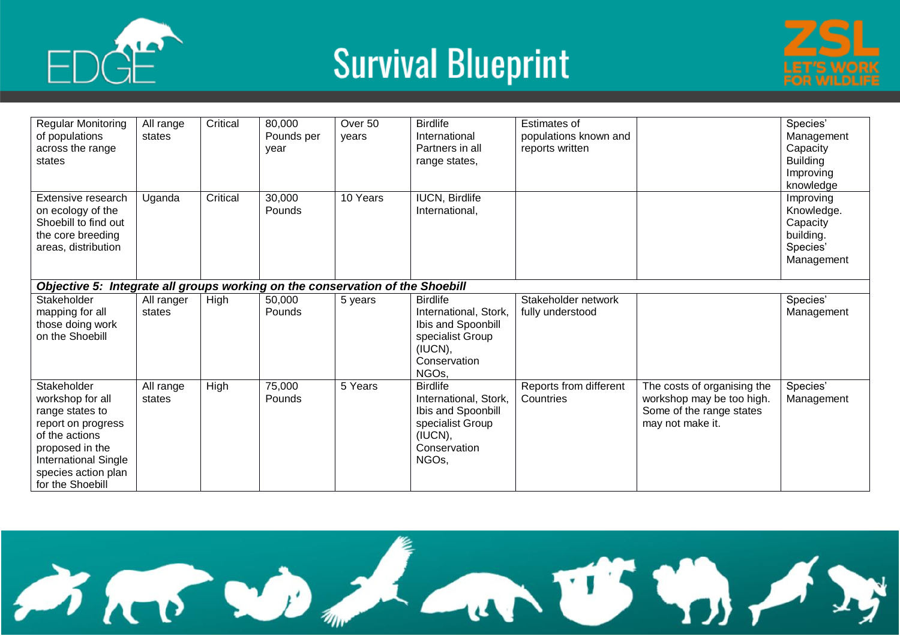| | | | | | | | | |
|---|---|---|---|---|---|---|---|---|
| Regular Monitoring of populations across the range states | All range states | Critical | 80,000 Pounds per year | Over 50 years | Birdlife International Partners in all range states, | Estimates of populations known and reports written | | Species' Management Capacity Building Improving knowledge |
| Extensive research on ecology of the Shoebill to find out the core breeding areas, distribution | Uganda | Critical | 30,000 Pounds | 10 Years | IUCN, Birdlife International, | | | Improving Knowledge. Capacity building. Species' Management |
| ***Objective 5: Integrate all groups working on the conservation of the Shoebill*** | | | | | | | | |
| Stakeholder mapping for all those doing work on the Shoebill | All ranger states | High | 50,000 Pounds | 5 years | Birdlife International, Stork, Ibis and Spoonbill specialist Group (IUCN), Conservation NGOs, | Stakeholder network fully understood | | Species' Management |
| Stakeholder workshop for all range states to report on progress of the actions proposed in the International Single species action plan for the Shoebill | All range states | High | 75,000 Pounds | 5 Years | Birdlife International, Stork, Ibis and Spoonbill specialist Group (IUCN), Conservation NGOs, | Reports from different Countries | The costs of organising the workshop may be too high. Some of the range states may not make it. | Species' Management |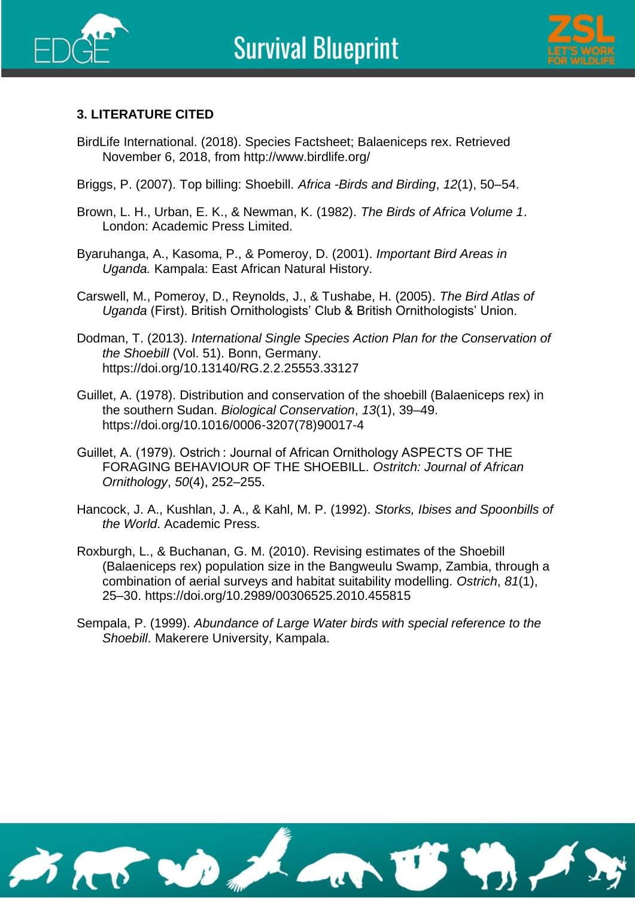### 3. LITERATURE CITED

BirdLife International. (2018). Species Factsheet; Balaeniceps rex. Retrieved November 6, 2018, from http://www.birdlife.org/

Briggs, P. (2007). Top billing: Shoebill. *Africa -Birds and Birding*, *12*(1), 50–54.

Brown, L. H., Urban, E. K., & Newman, K. (1982). *The Birds of Africa Volume 1*. London: Academic Press Limited.

Byaruhanga, A., Kasoma, P., & Pomeroy, D. (2001). *Important Bird Areas in Uganda.* Kampala: East African Natural History.

Carswell, M., Pomeroy, D., Reynolds, J., & Tushabe, H. (2005). *The Bird Atlas of Uganda* (First). British Ornithologists' Club & British Ornithologists' Union.

Dodman, T. (2013). *International Single Species Action Plan for the Conservation of the Shoebill* (Vol. 51). Bonn, Germany. https://doi.org/10.13140/RG.2.2.25553.33127

Guillet, A. (1978). Distribution and conservation of the shoebill (Balaeniceps rex) in the southern Sudan. *Biological Conservation*, *13*(1), 39–49. https://doi.org/10.1016/0006-3207(78)90017-4

Guillet, A. (1979). Ostrich : Journal of African Ornithology ASPECTS OF THE FORAGING BEHAVIOUR OF THE SHOEBILL. *Ostrich: Journal of African Ornithology*, *50*(4), 252–255.

Hancock, J. A., Kushlan, J. A., & Kahl, M. P. (1992). *Storks, Ibises and Spoonbills of the World*. Academic Press.

Roxburgh, L., & Buchanan, G. M. (2010). Revising estimates of the Shoebill (Balaeniceps rex) population size in the Bangweulu Swamp, Zambia, through a combination of aerial surveys and habitat suitability modelling. *Ostrich*, *81*(1), 25–30. https://doi.org/10.2989/00306525.2010.455815

Sempala, P. (1999). *Abundance of Large Water birds with special reference to the Shoebill*. Makerere University, Kampala.